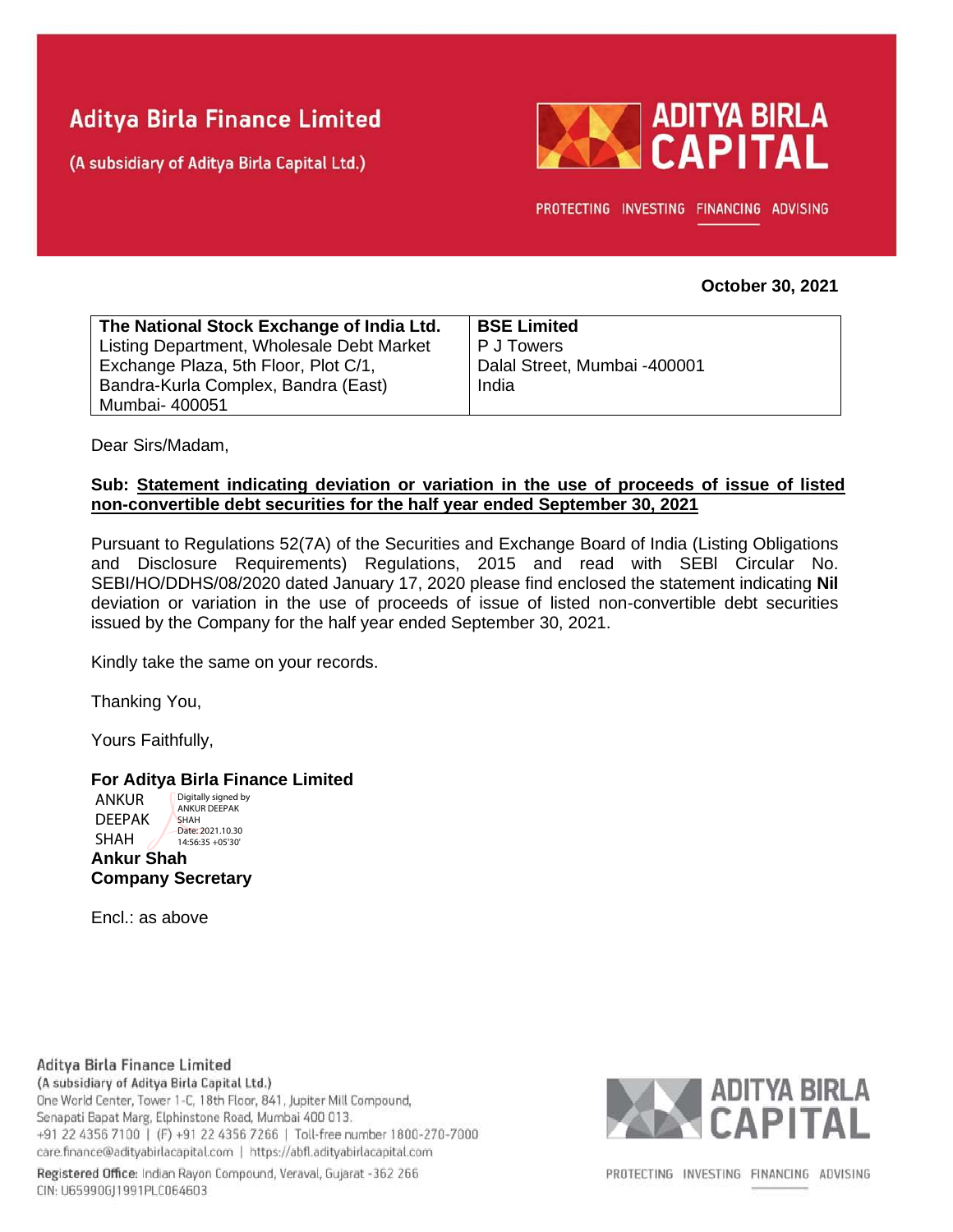# Aditya Birla Finance Limited

(A subsidiary of Aditya Birla Capital Ltd.)

ADITYA BIRLA CAPITAL

PROTECTING INVESTING FINANCING ADVISING

**October 30, 2021**

| **The National Stock Exchange of India Ltd.** Listing Department, Wholesale Debt Market Exchange Plaza, 5th Floor, Plot C/1, Bandra-Kurla Complex, Bandra (East) Mumbai- 400051 | **BSE Limited** P J Towers Dalal Street, Mumbai -400001 India |
|---|---|

Dear Sirs/Madam,

**Sub: Statement indicating deviation or variation in the use of proceeds of issue of listed non-convertible debt securities for the half year ended September 30, 2021**

Pursuant to Regulations 52(7A) of the Securities and Exchange Board of India (Listing Obligations and Disclosure Requirements) Regulations, 2015 and read with SEBI Circular No. SEBI/HO/DDHS/08/2020 dated January 17, 2020 please find enclosed the statement indicating **Nil** deviation or variation in the use of proceeds of issue of listed non-convertible debt securities issued by the Company for the half year ended September 30, 2021.

Kindly take the same on your records.

Thanking You,

Yours Faithfully,

**For Aditya Birla Finance Limited**

ANKUR DEEPAK SHAH

Digitally signed by ANKUR DEEPAK SHAH
Date: 2021.10.30 14:56:35 +05'30'

**Ankur Shah**
**Company Secretary**

Encl.: as above

Aditya Birla Finance Limited
(A subsidiary of Aditya Birla Capital Ltd.)
One World Center, Tower 1-C, 18th Floor, 841, Jupiter Mill Compound, Senapati Bapat Marg, Elphinstone Road, Mumbai 400 013.
+91 22 4356 7100 | (F) +91 22 4356 7266 | Toll-free number 1800-270-7000
care.finance@adityabirlacapital.com | https://abfl.adityabirlacapital.com

Registered Office: Indian Rayon Compound, Veraval, Gujarat -362 266
CIN: U65990GJ1991PLC064603

ADITYA BIRLA CAPITAL

PROTECTING INVESTING FINANCING ADVISING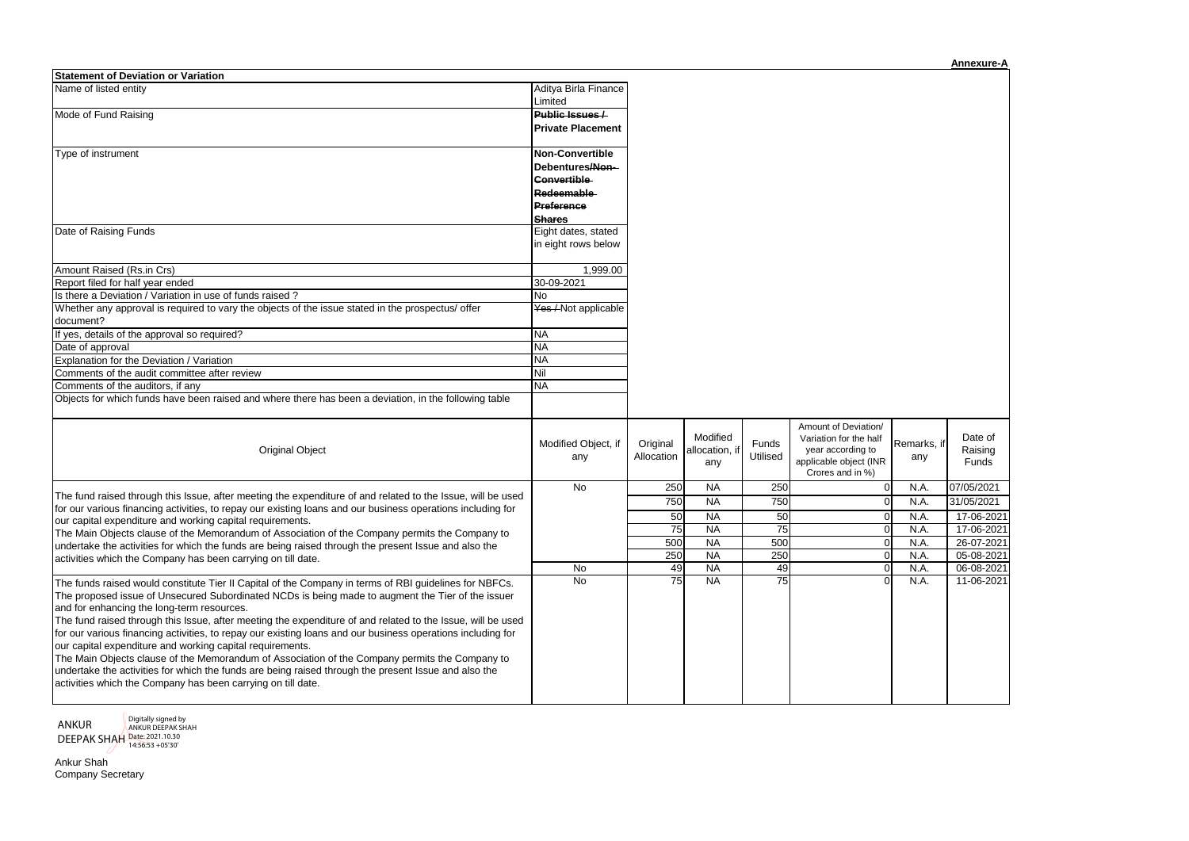**Annexure-A**

| Statement of Deviation or Variation | |
|---|---|
| Name of listed entity | Aditya Birla Finance Limited |
| Mode of Fund Raising | ~~Public Issues /~~ **Private Placement** |
| Type of instrument | **Non-Convertible Debentures/**~~Non-Convertible Redeemable Preference Shares~~ |
| Date of Raising Funds | Eight dates, stated in eight rows below |
| Amount Raised (Rs.in Crs) | 1,999.00 |
| Report filed for half year ended | 30-09-2021 |
| Is there a Deviation / Variation in use of funds raised ? | No |
| Whether any approval is required to vary the objects of the issue stated in the prospectus/ offer document? | ~~Yes /~~ Not applicable |
| If yes, details of the approval so required? | NA |
| Date of approval | NA |
| Explanation for the Deviation / Variation | NA |
| Comments of the audit committee after review | Nil |
| Comments of the auditors, if any | NA |
| Objects for which funds have been raised and where there has been a deviation, in the following table | |

| Original Object | Modified Object, if any | Original Allocation | Modified allocation, if any | Funds Utilised | Amount of Deviation/ Variation for the half year according to applicable object (INR Crores and in %) | Remarks, if any | Date of Raising Funds |
|---|---|---|---|---|---|---|---|
| The fund raised through this Issue, after meeting the expenditure of and related to the Issue, will be used for our various financing activities, to repay our existing loans and our business operations including for our capital expenditure and working capital requirements. The Main Objects clause of the Memorandum of Association of the Company permits the Company to undertake the activities for which the funds are being raised through the present Issue and also the activities which the Company has been carrying on till date. | No | 250 | NA | 250 | 0 | N.A. | 07/05/2021 |
| | | 750 | NA | 750 | 0 | N.A. | 31/05/2021 |
| | | 50 | NA | 50 | 0 | N.A. | 17-06-2021 |
| | | 75 | NA | 75 | 0 | N.A. | 17-06-2021 |
| | | 500 | NA | 500 | 0 | N.A. | 26-07-2021 |
| | | 250 | NA | 250 | 0 | N.A. | 05-08-2021 |
| | No | 49 | NA | 49 | 0 | N.A. | 06-08-2021 |
| The funds raised would constitute Tier II Capital of the Company in terms of RBI guidelines for NBFCs. The proposed issue of Unsecured Subordinated NCDs is being made to augment the Tier of the issuer and for enhancing the long-term resources. The fund raised through this Issue, after meeting the expenditure of and related to the Issue, will be used for our various financing activities, to repay our existing loans and our business operations including for our capital expenditure and working capital requirements. The Main Objects clause of the Memorandum of Association of the Company permits the Company to undertake the activities for which the funds are being raised through the present Issue and also the activities which the Company has been carrying on till date. | No | 75 | NA | 75 | 0 | N.A. | 11-06-2021 |

ANKUR DEEPAK SHAH
Digitally signed by ANKUR DEEPAK SHAH
Date: 2021.10.30 14:56:53 +05'30'

Ankur Shah
Company Secretary